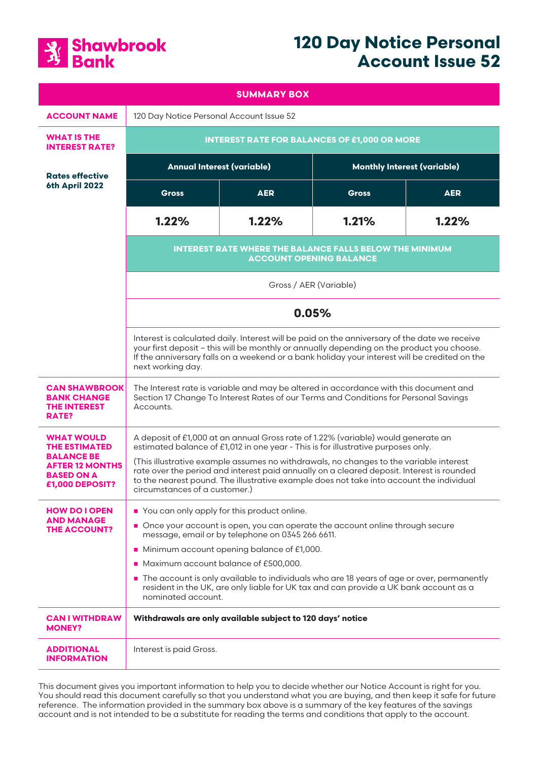# 120 Day Notice Personal Account Issue 52

Shawbrook Bank

## SUMMARY BOX

| | | | | |
|---|---|---|---|---|
| **ACCOUNT NAME** | 120 Day Notice Personal Account Issue 52 | | | |
| **WHAT IS THE INTEREST RATE?** **Rates effective 6th April 2022** | **INTEREST RATE FOR BALANCES OF £1,000 OR MORE** | | | |
| | **Annual Interest (variable)** | | **Monthly Interest (variable)** | |
| | **Gross** | **AER** | **Gross** | **AER** |
| | **1.22%** | **1.22%** | **1.21%** | **1.22%** |
| | **INTEREST RATE WHERE THE BALANCE FALLS BELOW THE MINIMUM ACCOUNT OPENING BALANCE** | | | |
| | Gross / AER (Variable) | | | |
| | **0.05%** | | | |
| | Interest is calculated daily. Interest will be paid on the anniversary of the date we receive your first deposit – this will be monthly or annually depending on the product you choose. If the anniversary falls on a weekend or a bank holiday your interest will be credited on the next working day. | | | |
| **CAN SHAWBROOK BANK CHANGE THE INTEREST RATE?** | The Interest rate is variable and may be altered in accordance with this document and Section 17 Change To Interest Rates of our Terms and Conditions for Personal Savings Accounts. | | | |
| **WHAT WOULD THE ESTIMATED BALANCE BE AFTER 12 MONTHS BASED ON A £1,000 DEPOSIT?** | A deposit of £1,000 at an annual Gross rate of 1.22% (variable) would generate an estimated balance of £1,012 in one year - This is for illustrative purposes only. (This illustrative example assumes no withdrawals, no changes to the variable interest rate over the period and interest paid annually on a cleared deposit. Interest is rounded to the nearest pound. The illustrative example does not take into account the individual circumstances of a customer.) | | | |
| **HOW DO I OPEN AND MANAGE THE ACCOUNT?** | ▪ You can only apply for this product online. ▪ Once your account is open, you can operate the account online through secure message, email or by telephone on 0345 266 6611. ▪ Minimum account opening balance of £1,000. ▪ Maximum account balance of £500,000. ▪ The account is only available to individuals who are 18 years of age or over, permanently resident in the UK, are only liable for UK tax and can provide a UK bank account as a nominated account. | | | |
| **CAN I WITHDRAW MONEY?** | **Withdrawals are only available subject to 120 days' notice** | | | |
| **ADDITIONAL INFORMATION** | Interest is paid Gross. | | | |

This document gives you important information to help you to decide whether our Notice Account is right for you. You should read this document carefully so that you understand what you are buying, and then keep it safe for future reference. The information provided in the summary box above is a summary of the key features of the savings account and is not intended to be a substitute for reading the terms and conditions that apply to the account.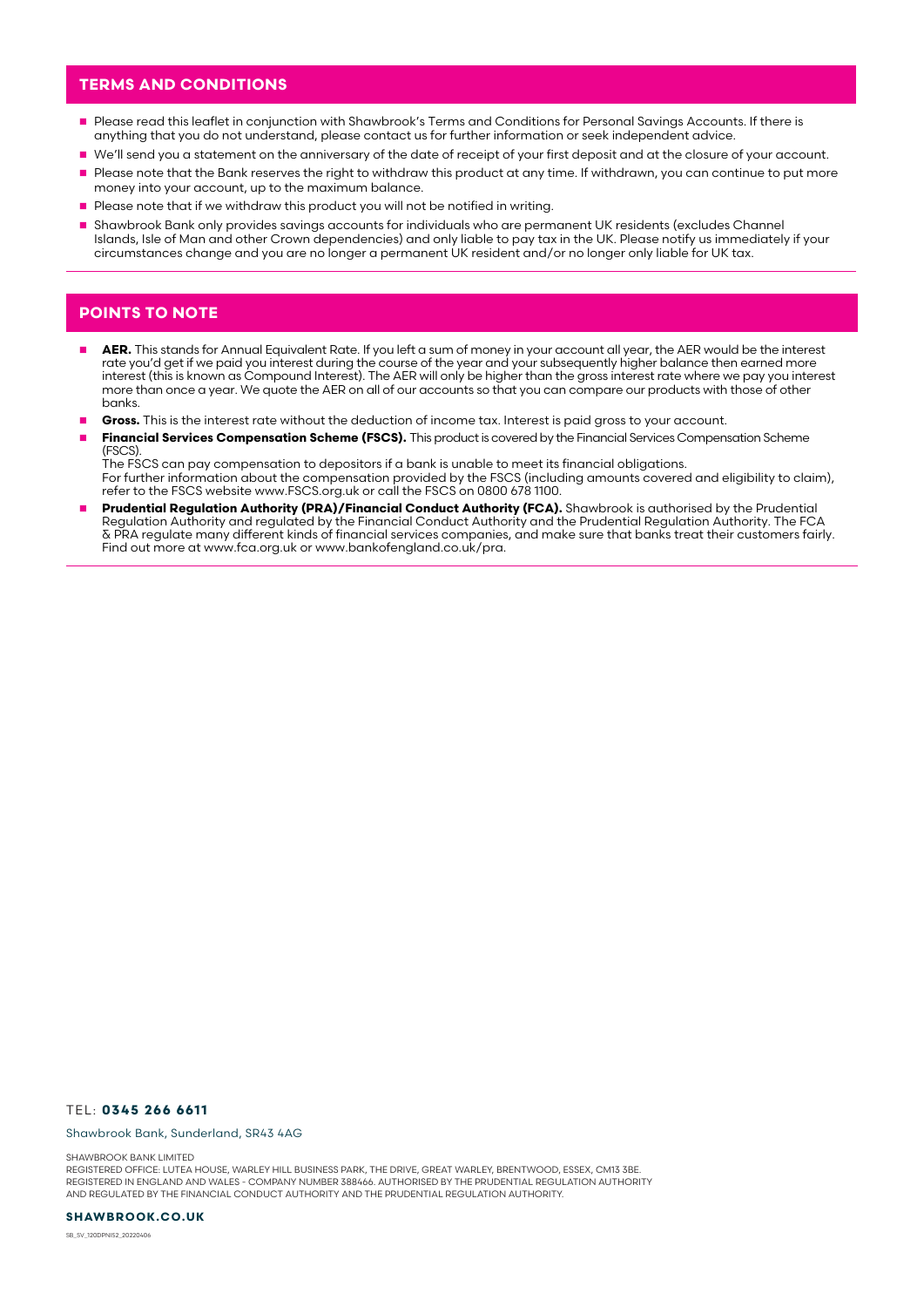## TERMS AND CONDITIONS

- Please read this leaflet in conjunction with Shawbrook's Terms and Conditions for Personal Savings Accounts. If there is anything that you do not understand, please contact us for further information or seek independent advice.
- We'll send you a statement on the anniversary of the date of receipt of your first deposit and at the closure of your account.
- Please note that the Bank reserves the right to withdraw this product at any time. If withdrawn, you can continue to put more money into your account, up to the maximum balance.
- Please note that if we withdraw this product you will not be notified in writing.
- Shawbrook Bank only provides savings accounts for individuals who are permanent UK residents (excludes Channel Islands, Isle of Man and other Crown dependencies) and only liable to pay tax in the UK. Please notify us immediately if your circumstances change and you are no longer a permanent UK resident and/or no longer only liable for UK tax.

## POINTS TO NOTE

- **AER.** This stands for Annual Equivalent Rate. If you left a sum of money in your account all year, the AER would be the interest rate you'd get if we paid you interest during the course of the year and your subsequently higher balance then earned more interest (this is known as Compound Interest). The AER will only be higher than the gross interest rate where we pay you interest more than once a year. We quote the AER on all of our accounts so that you can compare our products with those of other banks.
- **Gross.** This is the interest rate without the deduction of income tax. Interest is paid gross to your account.
- **Financial Services Compensation Scheme (FSCS).** This product is covered by the Financial Services Compensation Scheme (FSCS).
  The FSCS can pay compensation to depositors if a bank is unable to meet its financial obligations.
  For further information about the compensation provided by the FSCS (including amounts covered and eligibility to claim), refer to the FSCS website www.FSCS.org.uk or call the FSCS on 0800 678 1100.
- **Prudential Regulation Authority (PRA)/Financial Conduct Authority (FCA).** Shawbrook is authorised by the Prudential Regulation Authority and regulated by the Financial Conduct Authority and the Prudential Regulation Authority. The FCA & PRA regulate many different kinds of financial services companies, and make sure that banks treat their customers fairly. Find out more at www.fca.org.uk or www.bankofengland.co.uk/pra.

TEL: **0345 266 6611**

Shawbrook Bank, Sunderland, SR43 4AG

SHAWBROOK BANK LIMITED
REGISTERED OFFICE: LUTEA HOUSE, WARLEY HILL BUSINESS PARK, THE DRIVE, GREAT WARLEY, BRENTWOOD, ESSEX, CM13 3BE.
REGISTERED IN ENGLAND AND WALES - COMPANY NUMBER 388466. AUTHORISED BY THE PRUDENTIAL REGULATION AUTHORITY AND REGULATED BY THE FINANCIAL CONDUCT AUTHORITY AND THE PRUDENTIAL REGULATION AUTHORITY.

**SHAWBROOK.CO.UK**

SB_SV_120DPNI52_20220406